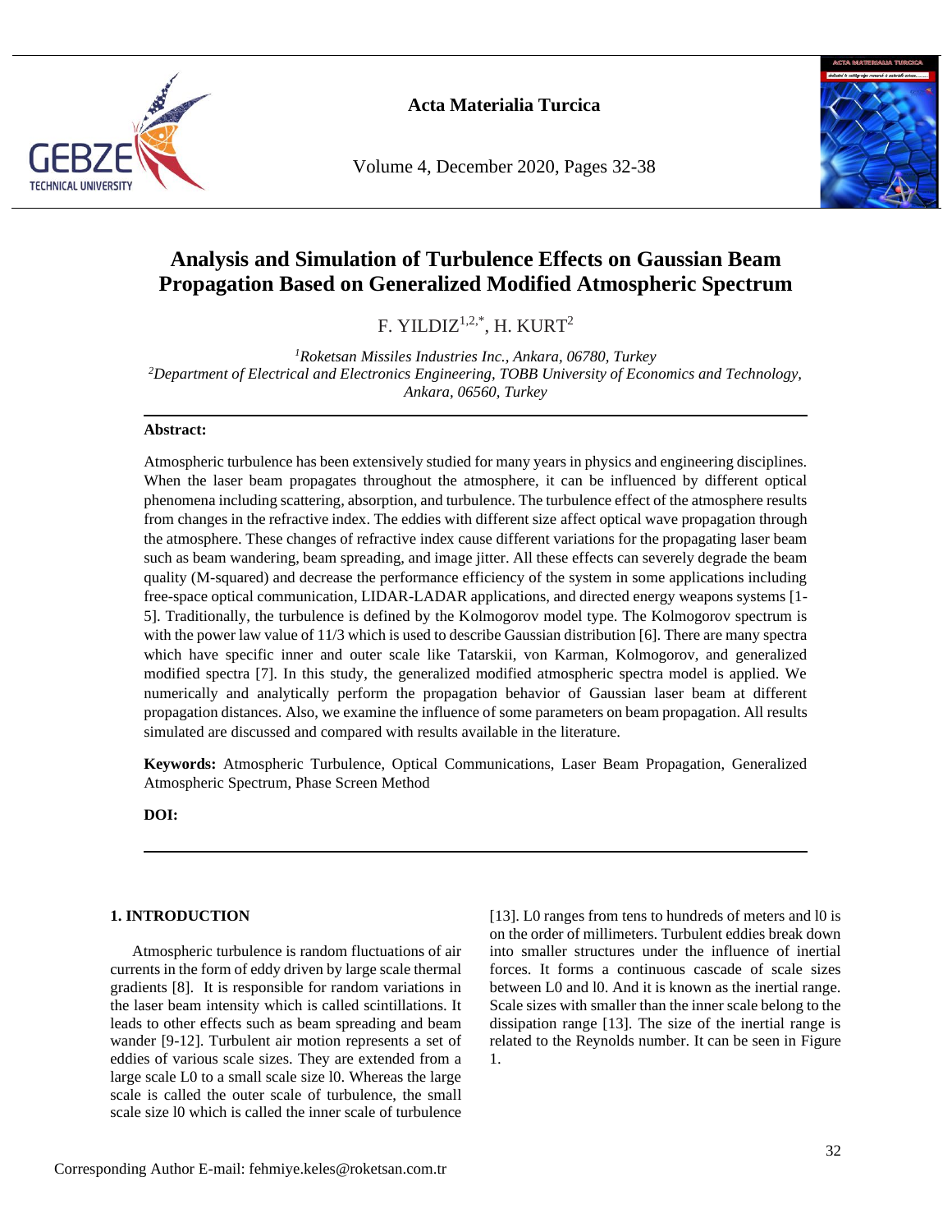# Analysis and Simulation of Turbulence Effects on Gaussian Beam Propagation Based on Generalized Modified Atmospheric Spectrum

F. YILDIZ[1,2,*], H. KURT[2]

[1]*Roketsan Missiles Industries Inc., Ankara, 06780, Turkey*
[2]*Department of Electrical and Electronics Engineering, TOBB University of Economics and Technology, Ankara, 06560, Turkey*

**Abstract:**

Atmospheric turbulence has been extensively studied for many years in physics and engineering disciplines. When the laser beam propagates throughout the atmosphere, it can be influenced by different optical phenomena including scattering, absorption, and turbulence. The turbulence effect of the atmosphere results from changes in the refractive index. The eddies with different size affect optical wave propagation through the atmosphere. These changes of refractive index cause different variations for the propagating laser beam such as beam wandering, beam spreading, and image jitter. All these effects can severely degrade the beam quality (M-squared) and decrease the performance efficiency of the system in some applications including free-space optical communication, LIDAR-LADAR applications, and directed energy weapons systems [1-5]. Traditionally, the turbulence is defined by the Kolmogorov model type. The Kolmogorov spectrum is with the power law value of 11/3 which is used to describe Gaussian distribution [6]. There are many spectra which have specific inner and outer scale like Tatarskii, von Karman, Kolmogorov, and generalized modified spectra [7]. In this study, the generalized modified atmospheric spectra model is applied. We numerically and analytically perform the propagation behavior of Gaussian laser beam at different propagation distances. Also, we examine the influence of some parameters on beam propagation. All results simulated are discussed and compared with results available in the literature.

**Keywords:** Atmospheric Turbulence, Optical Communications, Laser Beam Propagation, Generalized Atmospheric Spectrum, Phase Screen Method

**DOI:**

## 1. INTRODUCTION

Atmospheric turbulence is random fluctuations of air currents in the form of eddy driven by large scale thermal gradients [8]. It is responsible for random variations in the laser beam intensity which is called scintillations. It leads to other effects such as beam spreading and beam wander [9-12]. Turbulent air motion represents a set of eddies of various scale sizes. They are extended from a large scale L0 to a small scale size l0. Whereas the large scale is called the outer scale of turbulence, the small scale size l0 which is called the inner scale of turbulence [13]. L0 ranges from tens to hundreds of meters and l0 is on the order of millimeters. Turbulent eddies break down into smaller structures under the influence of inertial forces. It forms a continuous cascade of scale sizes between L0 and l0. And it is known as the inertial range. Scale sizes with smaller than the inner scale belong to the dissipation range [13]. The size of the inertial range is related to the Reynolds number. It can be seen in Figure 1.

Corresponding Author E-mail: fehmiye.keles@roketsan.com.tr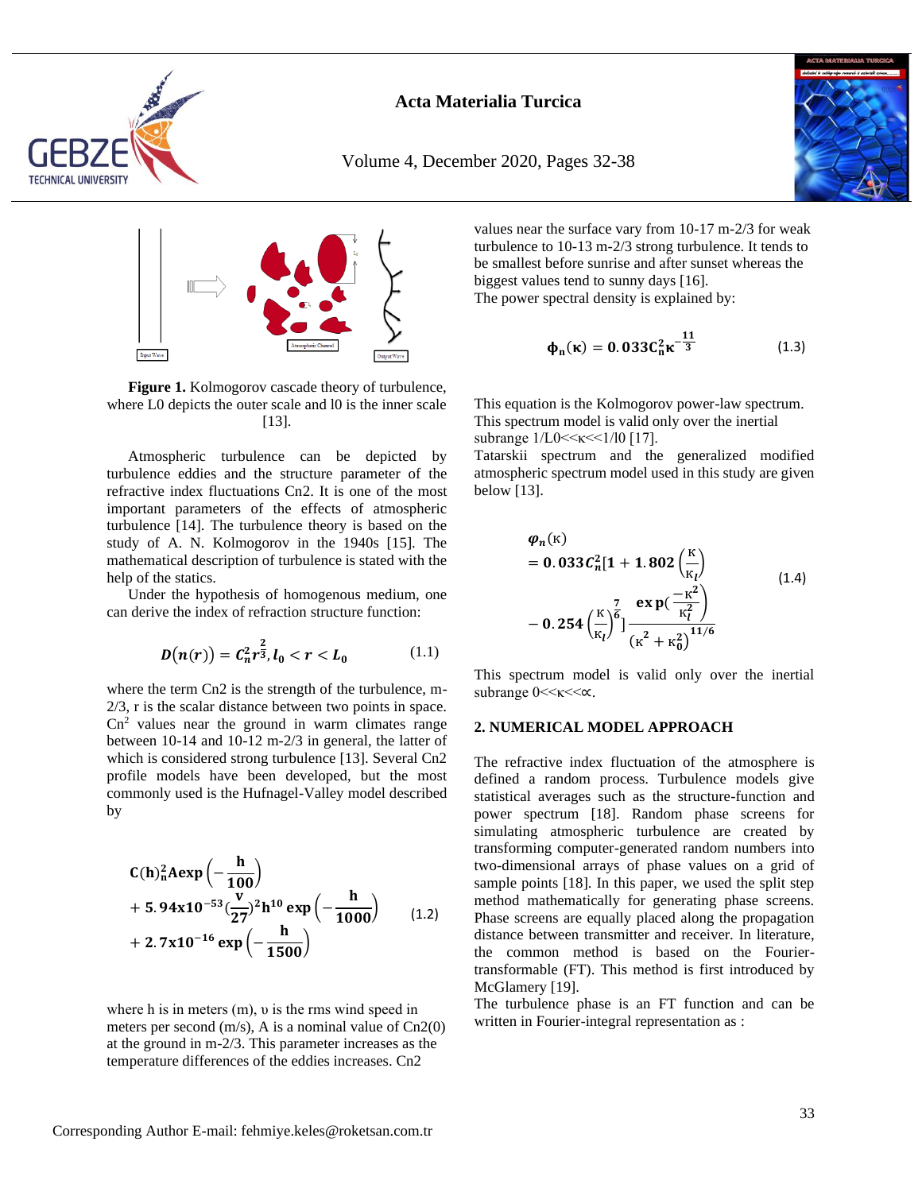**Figure 1.** Kolmogorov cascade theory of turbulence, where L0 depicts the outer scale and l0 is the inner scale [13].

Atmospheric turbulence can be depicted by turbulence eddies and the structure parameter of the refractive index fluctuations Cn2. It is one of the most important parameters of the effects of atmospheric turbulence [14]. The turbulence theory is based on the study of A. N. Kolmogorov in the 1940s [15]. The mathematical description of turbulence is stated with the help of the statics.

Under the hypothesis of homogenous medium, one can derive the index of refraction structure function:

$$D\big(n(r)\big) = C_n^2 r^{\frac{2}{3}}, l_0 < r < L_0 \tag{1.1}$$

where the term Cn2 is the strength of the turbulence, m-2/3, r is the scalar distance between two points in space. $Cn^2$ values near the ground in warm climates range between 10-14 and 10-12 m-2/3 in general, the latter of which is considered strong turbulence [13]. Several Cn2 profile models have been developed, but the most commonly used is the Hufnagel-Valley model described by

$$C(h)_n^2 A\exp\left(-\frac{h}{100}\right) + 5.94x10^{-53}\left(\frac{v}{27}\right)^2 h^{10}\exp\left(-\frac{h}{1000}\right) + 2.7x10^{-16}\exp\left(-\frac{h}{1500}\right) \tag{1.2}$$

where h is in meters (m), υ is the rms wind speed in meters per second (m/s), A is a nominal value of Cn2(0) at the ground in m-2/3. This parameter increases as the temperature differences of the eddies increases. Cn2 values near the surface vary from 10-17 m-2/3 for weak turbulence to 10-13 m-2/3 strong turbulence. It tends to be smallest before sunrise and after sunset whereas the biggest values tend to sunny days [16].

The power spectral density is explained by:

$$\Phi_n(\kappa) = 0.033 C_n^2 \kappa^{-\frac{11}{3}} \tag{1.3}$$

This equation is the Kolmogorov power-law spectrum. This spectrum model is valid only over the inertial subrange 1/L0<<κ<<1/l0 [17].

Tatarskii spectrum and the generalized modified atmospheric spectrum model used in this study are given below [13].

$$\varphi_n(\mathrm{K}) = 0.033 C_n^2\left[1 + 1.802\left(\frac{\mathrm{K}}{\mathrm{K}_l}\right) - 0.254\left(\frac{\mathrm{K}}{\mathrm{K}_l}\right)^{\frac{7}{6}}\right]\frac{\exp\left(\frac{-\mathrm{K}^2}{\mathrm{K}_l^2}\right)}{\left(\mathrm{K}^2 + \mathrm{K}_0^2\right)^{11/6}} \tag{1.4}$$

This spectrum model is valid only over the inertial subrange 0<<κ<<∝.

## 2. NUMERICAL MODEL APPROACH

The refractive index fluctuation of the atmosphere is defined a random process. Turbulence models give statistical averages such as the structure-function and power spectrum [18]. Random phase screens for simulating atmospheric turbulence are created by transforming computer-generated random numbers into two-dimensional arrays of phase values on a grid of sample points [18]. In this paper, we used the split step method mathematically for generating phase screens. Phase screens are equally placed along the propagation distance between transmitter and receiver. In literature, the common method is based on the Fourier-transformable (FT). This method is first introduced by McGlamery [19].

The turbulence phase is an FT function and can be written in Fourier-integral representation as :

Corresponding Author E-mail: fehmiye.keles@roketsan.com.tr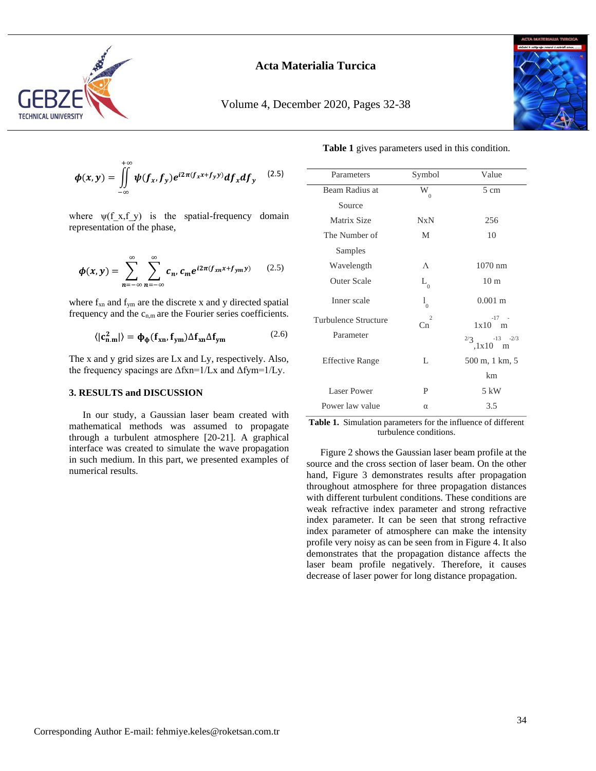$$\phi(x,y) = \iint_{-\infty}^{+\infty} \psi(f_x, f_y) e^{i2\pi(f_x x + f_y y)} df_x df_y \quad (2.5)$$

where ψ(f_x,f_y) is the spatial-frequency domain representation of the phase,

$$\phi(x,y) = \sum_{n=-\infty}^{\infty} \sum_{n=-\infty}^{\infty} c_n, c_m e^{i2\pi(f_{xn}x + f_{ym}y)} \quad (2.5)$$

where $f_{xn}$ and $f_{ym}$ are the discrete x and y directed spatial frequency and the $c_{n,m}$ are the Fourier series coefficients.

$$\langle |c_{n.m}^2| \rangle = \Phi_\phi(f_{xn}, f_{ym}) \Delta f_{xn} \Delta f_{ym} \quad (2.6)$$

The x and y grid sizes are Lx and Ly, respectively. Also, the frequency spacings are Δfxn=1/Lx and Δfym=1/Ly.

## 3. RESULTS and DISCUSSION

In our study, a Gaussian laser beam created with mathematical methods was assumed to propagate through a turbulent atmosphere [20-21]. A graphical interface was created to simulate the wave propagation in such medium. In this part, we presented examples of numerical results.

**Table 1** gives parameters used in this condition.

| Parameters | Symbol | Value |
|---|---|---|
| Beam Radius at Source | $W_0$ | 5 cm |
| Matrix Size | NxN | 256 |
| The Number of Samples | M | 10 |
| Wavelength | Λ | 1070 nm |
| Outer Scale | $L_0$ | 10 m |
| Inner scale | $l_0$ | 0.001 m |
| Turbulence Structure Parameter | $Cn^2$ | $1x10^{-17}\ m^{-2/3}$, $1x10^{-13}\ m^{-2/3}$ |
| Effective Range | L | 500 m, 1 km, 5 km |
| Laser Power | P | 5 kW |
| Power law value | α | 3.5 |

**Table 1.** Simulation parameters for the influence of different turbulence conditions.

Figure 2 shows the Gaussian laser beam profile at the source and the cross section of laser beam. On the other hand, Figure 3 demonstrates results after propagation throughout atmosphere for three propagation distances with different turbulent conditions. These conditions are weak refractive index parameter and strong refractive index parameter. It can be seen that strong refractive index parameter of atmosphere can make the intensity profile very noisy as can be seen from in Figure 4. It also demonstrates that the propagation distance affects the laser beam profile negatively. Therefore, it causes decrease of laser power for long distance propagation.

Corresponding Author E-mail: fehmiye.keles@roketsan.com.tr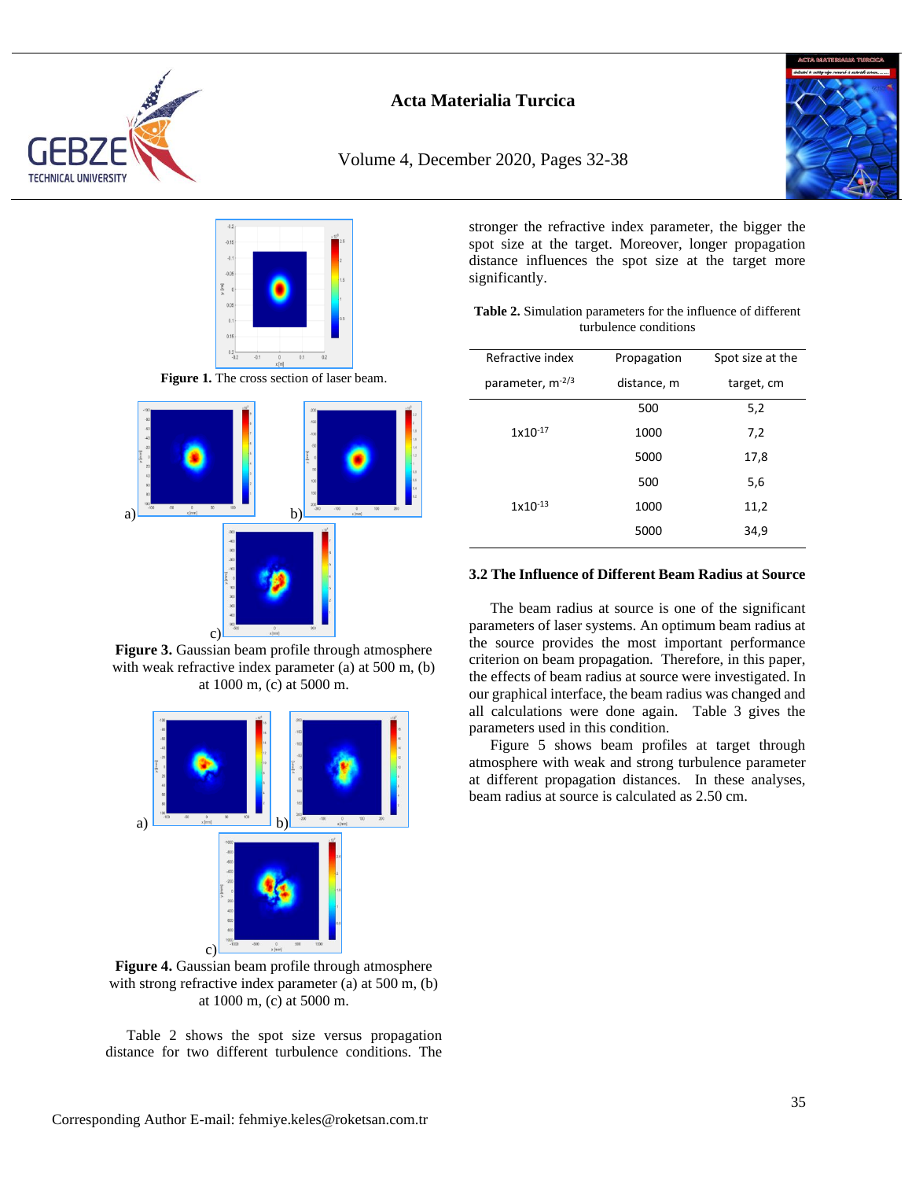Figure 1. The cross section of laser beam.

Figure 3. Gaussian beam profile through atmosphere with weak refractive index parameter (a) at 500 m, (b) at 1000 m, (c) at 5000 m.

Figure 4. Gaussian beam profile through atmosphere with strong refractive index parameter (a) at 500 m, (b) at 1000 m, (c) at 5000 m.

Table 2 shows the spot size versus propagation distance for two different turbulence conditions. The stronger the refractive index parameter, the bigger the spot size at the target. Moreover, longer propagation distance influences the spot size at the target more significantly.

**Table 2.** Simulation parameters for the influence of different turbulence conditions

| Refractive index parameter, $m^{-2/3}$ | Propagation distance, m | Spot size at the target, cm |
|---|---|---|
| $1x10^{-17}$ | 500 | 5,2 |
| | 1000 | 7,2 |
| | 5000 | 17,8 |
| $1x10^{-13}$ | 500 | 5,6 |
| | 1000 | 11,2 |
| | 5000 | 34,9 |

### 3.2 The Influence of Different Beam Radius at Source

The beam radius at source is one of the significant parameters of laser systems. An optimum beam radius at the source provides the most important performance criterion on beam propagation. Therefore, in this paper, the effects of beam radius at source were investigated. In our graphical interface, the beam radius was changed and all calculations were done again. Table 3 gives the parameters used in this condition.

Figure 5 shows beam profiles at target through atmosphere with weak and strong turbulence parameter at different propagation distances. In these analyses, beam radius at source is calculated as 2.50 cm.

Corresponding Author E-mail: fehmiye.keles@roketsan.com.tr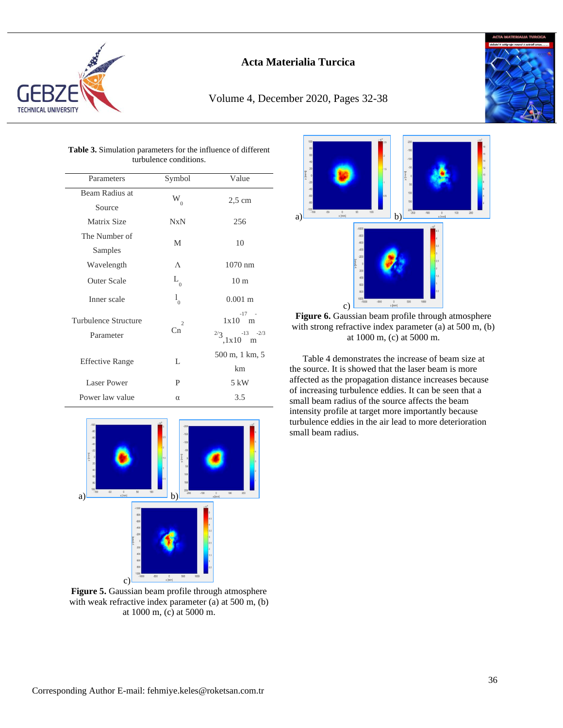**Table 3.** Simulation parameters for the influence of different turbulence conditions.

| Parameters | Symbol | Value |
| --- | --- | --- |
| Beam Radius at Source | $W_0$ | 2,5 cm |
| Matrix Size | NxN | 256 |
| The Number of Samples | M | 10 |
| Wavelength | Λ | 1070 nm |
| Outer Scale | $L_0$ | 10 m |
| Inner scale | $l_0$ | 0.001 m |
| Turbulence Structure Parameter | $Cn^2$ | $1x10^{-17}$ $m^{-2/3}$, $1x10^{-13}$ $m^{-2/3}$ |
| Effective Range | L | 500 m, 1 km, 5 km |
| Laser Power | P | 5 kW |
| Power law value | α | 3.5 |

**Figure 5.** Gaussian beam profile through atmosphere with weak refractive index parameter (a) at 500 m, (b) at 1000 m, (c) at 5000 m.

**Figure 6.** Gaussian beam profile through atmosphere with strong refractive index parameter (a) at 500 m, (b) at 1000 m, (c) at 5000 m.

Table 4 demonstrates the increase of beam size at the source. It is showed that the laser beam is more affected as the propagation distance increases because of increasing turbulence eddies. It can be seen that a small beam radius of the source affects the beam intensity profile at target more importantly because turbulence eddies in the air lead to more deterioration small beam radius.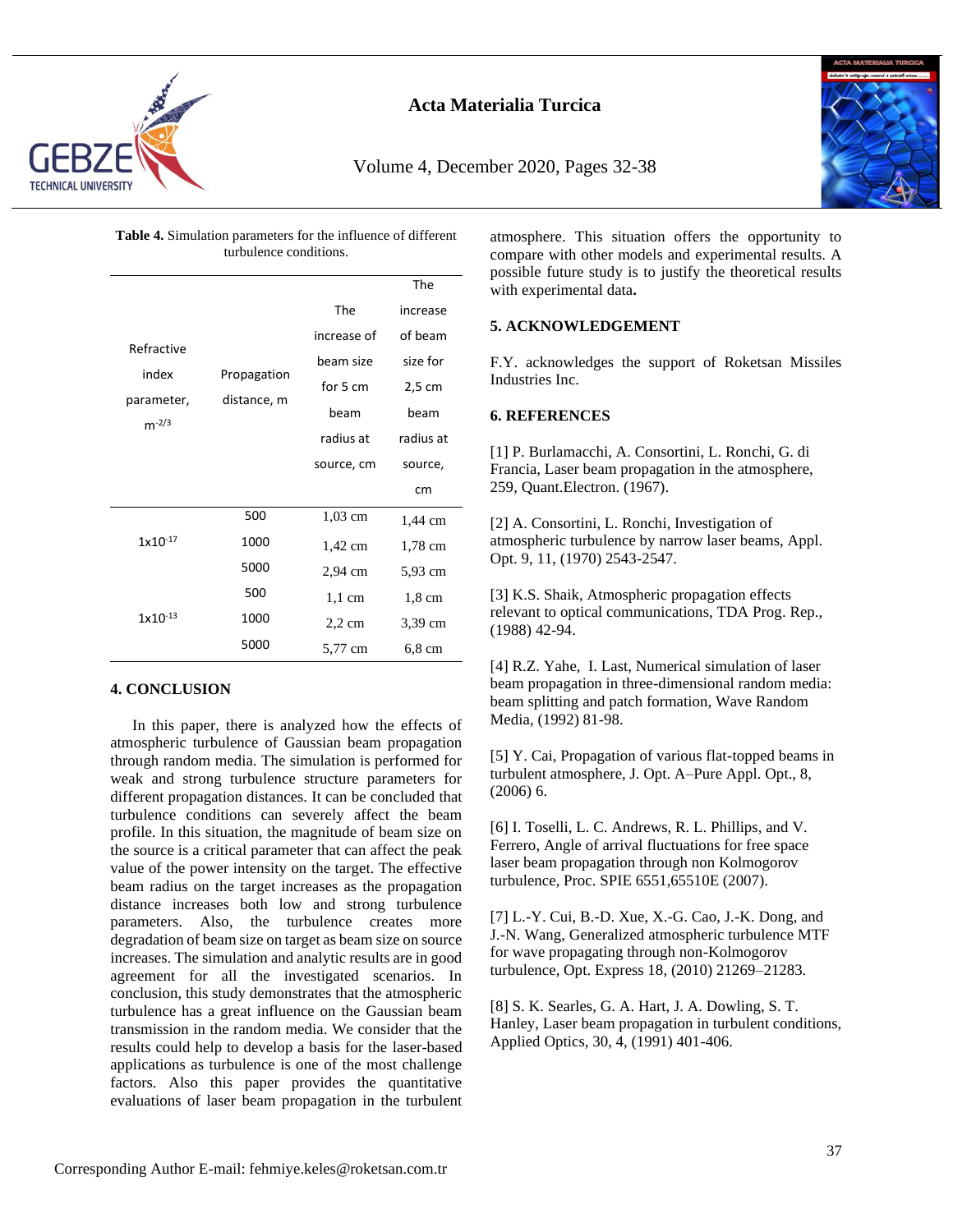**Table 4.** Simulation parameters for the influence of different turbulence conditions.

| Refractive index parameter, $m^{-2/3}$ | Propagation distance, m | The increase of beam size for 5 cm beam radius at source, cm | The increase of beam size for 2,5 cm beam radius at source, cm |
|---|---|---|---|
| $1x10^{-17}$ | 500 | 1,03 cm | 1,44 cm |
| | 1000 | 1,42 cm | 1,78 cm |
| | 5000 | 2,94 cm | 5,93 cm |
| $1x10^{-13}$ | 500 | 1,1 cm | 1,8 cm |
| | 1000 | 2,2 cm | 3,39 cm |
| | 5000 | 5,77 cm | 6,8 cm |

## 4. CONCLUSION

In this paper, there is analyzed how the effects of atmospheric turbulence of Gaussian beam propagation through random media. The simulation is performed for weak and strong turbulence structure parameters for different propagation distances. It can be concluded that turbulence conditions can severely affect the beam profile. In this situation, the magnitude of beam size on the source is a critical parameter that can affect the peak value of the power intensity on the target. The effective beam radius on the target increases as the propagation distance increases both low and strong turbulence parameters. Also, the turbulence creates more degradation of beam size on target as beam size on source increases. The simulation and analytic results are in good agreement for all the investigated scenarios. In conclusion, this study demonstrates that the atmospheric turbulence has a great influence on the Gaussian beam transmission in the random media. We consider that the results could help to develop a basis for the laser-based applications as turbulence is one of the most challenge factors. Also this paper provides the quantitative evaluations of laser beam propagation in the turbulent atmosphere. This situation offers the opportunity to compare with other models and experimental results. A possible future study is to justify the theoretical results with experimental data**.**

## 5. ACKNOWLEDGEMENT

F.Y. acknowledges the support of Roketsan Missiles Industries Inc.

## 6. REFERENCES

[1] P. Burlamacchi, A. Consortini, L. Ronchi, G. di Francia, Laser beam propagation in the atmosphere, 259, Quant.Electron. (1967).

[2] A. Consortini, L. Ronchi, Investigation of atmospheric turbulence by narrow laser beams, Appl. Opt. 9, 11, (1970) 2543-2547.

[3] K.S. Shaik, Atmospheric propagation effects relevant to optical communications, TDA Prog. Rep., (1988) 42-94.

[4] R.Z. Yahe, I. Last, Numerical simulation of laser beam propagation in three-dimensional random media: beam splitting and patch formation, Wave Random Media, (1992) 81-98.

[5] Y. Cai, Propagation of various flat-topped beams in turbulent atmosphere, J. Opt. A–Pure Appl. Opt., 8, (2006) 6.

[6] I. Toselli, L. C. Andrews, R. L. Phillips, and V. Ferrero, Angle of arrival fluctuations for free space laser beam propagation through non Kolmogorov turbulence, Proc. SPIE 6551,65510E (2007).

[7] L.-Y. Cui, B.-D. Xue, X.-G. Cao, J.-K. Dong, and J.-N. Wang, Generalized atmospheric turbulence MTF for wave propagating through non-Kolmogorov turbulence, Opt. Express 18, (2010) 21269–21283.

[8] S. K. Searles, G. A. Hart, J. A. Dowling, S. T. Hanley, Laser beam propagation in turbulent conditions, Applied Optics, 30, 4, (1991) 401-406.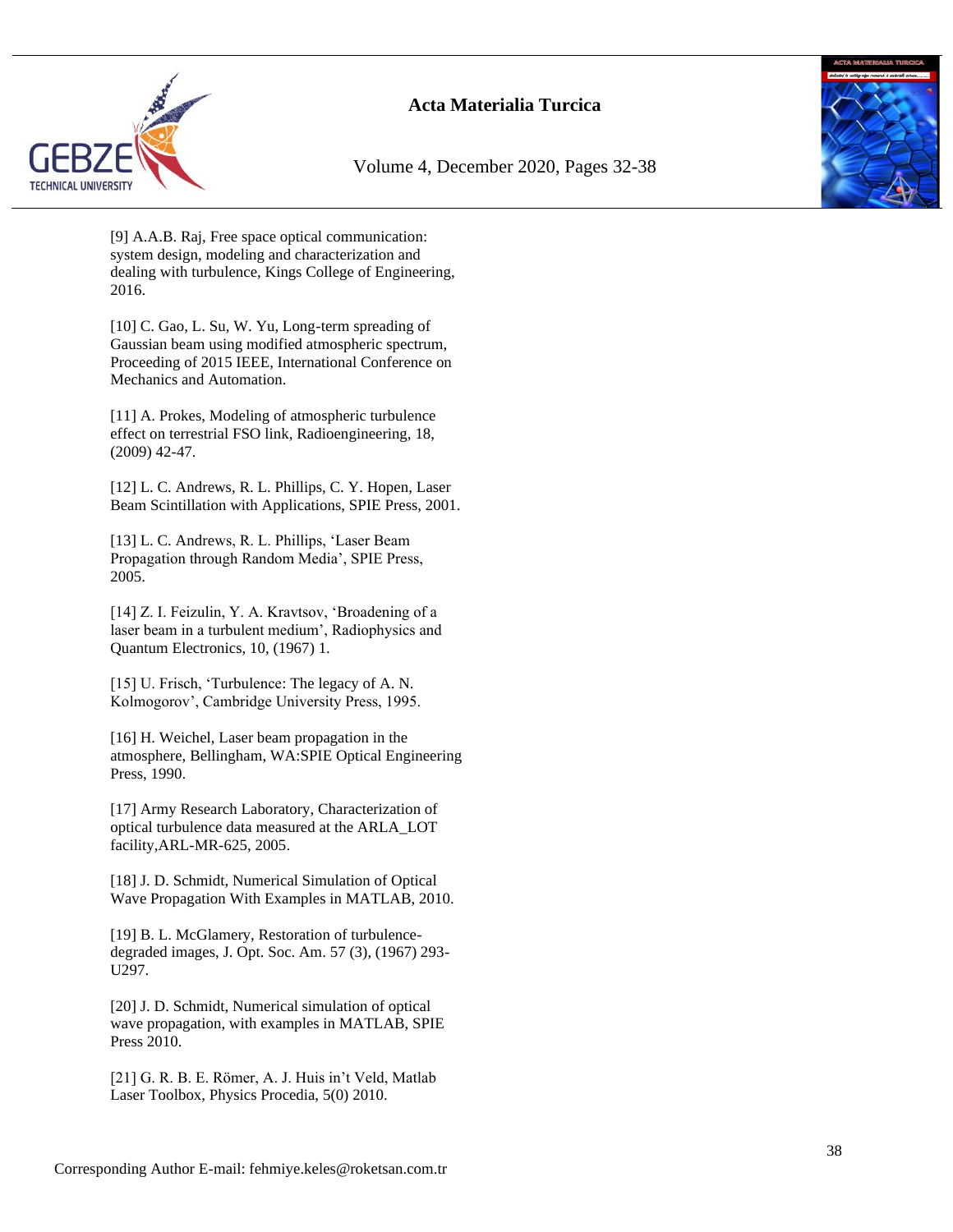[9] A.A.B. Raj, Free space optical communication: system design, modeling and characterization and dealing with turbulence, Kings College of Engineering, 2016.

[10] C. Gao, L. Su, W. Yu, Long-term spreading of Gaussian beam using modified atmospheric spectrum, Proceeding of 2015 IEEE, International Conference on Mechanics and Automation.

[11] A. Prokes, Modeling of atmospheric turbulence effect on terrestrial FSO link, Radioengineering, 18, (2009) 42-47.

[12] L. C. Andrews, R. L. Phillips, C. Y. Hopen, Laser Beam Scintillation with Applications, SPIE Press, 2001.

[13] L. C. Andrews, R. L. Phillips, 'Laser Beam Propagation through Random Media', SPIE Press, 2005.

[14] Z. I. Feizulin, Y. A. Kravtsov, 'Broadening of a laser beam in a turbulent medium', Radiophysics and Quantum Electronics, 10, (1967) 1.

[15] U. Frisch, 'Turbulence: The legacy of A. N. Kolmogorov', Cambridge University Press, 1995.

[16] H. Weichel, Laser beam propagation in the atmosphere, Bellingham, WA:SPIE Optical Engineering Press, 1990.

[17] Army Research Laboratory, Characterization of optical turbulence data measured at the ARLA_LOT facility,ARL-MR-625, 2005.

[18] J. D. Schmidt, Numerical Simulation of Optical Wave Propagation With Examples in MATLAB, 2010.

[19] B. L. McGlamery, Restoration of turbulence-degraded images, J. Opt. Soc. Am. 57 (3), (1967) 293-U297.

[20] J. D. Schmidt, Numerical simulation of optical wave propagation, with examples in MATLAB, SPIE Press 2010.

[21] G. R. B. E. Römer, A. J. Huis in't Veld, Matlab Laser Toolbox, Physics Procedia, 5(0) 2010.

Corresponding Author E-mail: fehmiye.keles@roketsan.com.tr